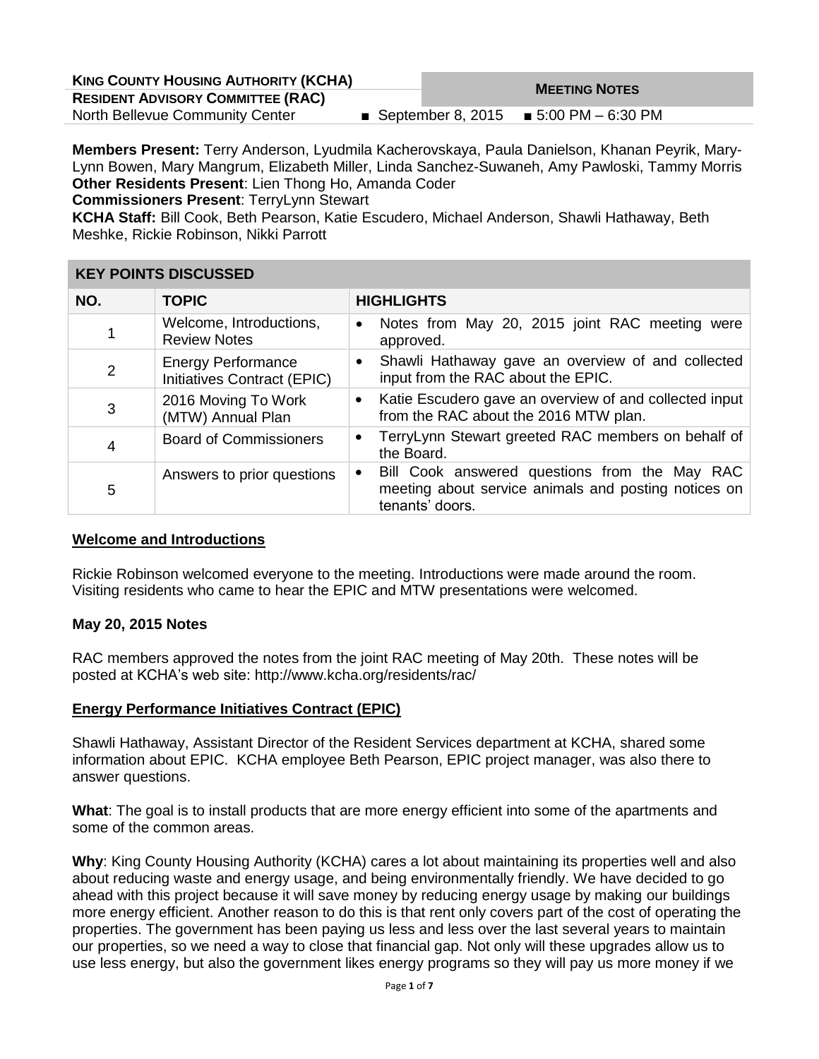**KING COUNTY HOUSING AUTHORITY (KCHA)**
**RESIDENT ADVISORY COMMITTEE (RAC)**
North Bellevue Community Center ■ September 8, 2015 ■ 5:00 PM – 6:30 PM

**MEETING NOTES**

**Members Present:** Terry Anderson, Lyudmila Kacherovskaya, Paula Danielson, Khanan Peyrik, Mary-Lynn Bowen, Mary Mangrum, Elizabeth Miller, Linda Sanchez-Suwaneh, Amy Pawloski, Tammy Morris
**Other Residents Present**: Lien Thong Ho, Amanda Coder
**Commissioners Present**: TerryLynn Stewart
**KCHA Staff:** Bill Cook, Beth Pearson, Katie Escudero, Michael Anderson, Shawli Hathaway, Beth Meshke, Rickie Robinson, Nikki Parrott

**KEY POINTS DISCUSSED**

| NO. | TOPIC | HIGHLIGHTS |
|---|---|---|
| 1 | Welcome, Introductions, Review Notes | • Notes from May 20, 2015 joint RAC meeting were approved. |
| 2 | Energy Performance Initiatives Contract (EPIC) | • Shawli Hathaway gave an overview of and collected input from the RAC about the EPIC. |
| 3 | 2016 Moving To Work (MTW) Annual Plan | • Katie Escudero gave an overview of and collected input from the RAC about the 2016 MTW plan. |
| 4 | Board of Commissioners | • TerryLynn Stewart greeted RAC members on behalf of the Board. |
| 5 | Answers to prior questions | • Bill Cook answered questions from the May RAC meeting about service animals and posting notices on tenants' doors. |

## Welcome and Introductions

Rickie Robinson welcomed everyone to the meeting. Introductions were made around the room. Visiting residents who came to hear the EPIC and MTW presentations were welcomed.

### May 20, 2015 Notes

RAC members approved the notes from the joint RAC meeting of May 20th. These notes will be posted at KCHA's web site: http://www.kcha.org/residents/rac/

## Energy Performance Initiatives Contract (EPIC)

Shawli Hathaway, Assistant Director of the Resident Services department at KCHA, shared some information about EPIC. KCHA employee Beth Pearson, EPIC project manager, was also there to answer questions.

**What**: The goal is to install products that are more energy efficient into some of the apartments and some of the common areas.

**Why**: King County Housing Authority (KCHA) cares a lot about maintaining its properties well and also about reducing waste and energy usage, and being environmentally friendly. We have decided to go ahead with this project because it will save money by reducing energy usage by making our buildings more energy efficient. Another reason to do this is that rent only covers part of the cost of operating the properties. The government has been paying us less and less over the last several years to maintain our properties, so we need a way to close that financial gap. Not only will these upgrades allow us to use less energy, but also the government likes energy programs so they will pay us more money if we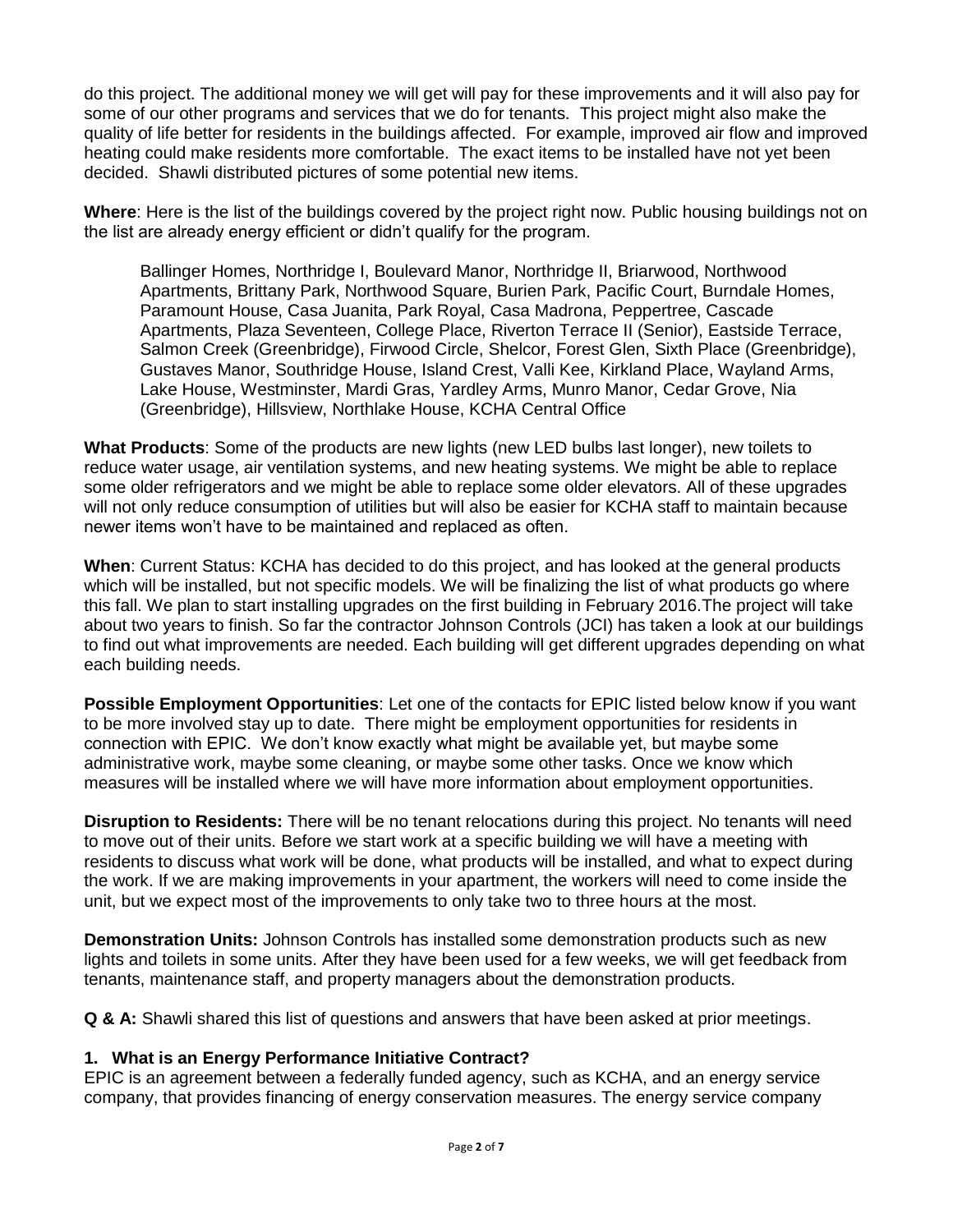do this project. The additional money we will get will pay for these improvements and it will also pay for some of our other programs and services that we do for tenants. This project might also make the quality of life better for residents in the buildings affected. For example, improved air flow and improved heating could make residents more comfortable. The exact items to be installed have not yet been decided. Shawli distributed pictures of some potential new items.

**Where**: Here is the list of the buildings covered by the project right now. Public housing buildings not on the list are already energy efficient or didn't qualify for the program.

> Ballinger Homes, Northridge I, Boulevard Manor, Northridge II, Briarwood, Northwood Apartments, Brittany Park, Northwood Square, Burien Park, Pacific Court, Burndale Homes, Paramount House, Casa Juanita, Park Royal, Casa Madrona, Peppertree, Cascade Apartments, Plaza Seventeen, College Place, Riverton Terrace II (Senior), Eastside Terrace, Salmon Creek (Greenbridge), Firwood Circle, Shelcor, Forest Glen, Sixth Place (Greenbridge), Gustaves Manor, Southridge House, Island Crest, Valli Kee, Kirkland Place, Wayland Arms, Lake House, Westminster, Mardi Gras, Yardley Arms, Munro Manor, Cedar Grove, Nia (Greenbridge), Hillsview, Northlake House, KCHA Central Office

**What Products**: Some of the products are new lights (new LED bulbs last longer), new toilets to reduce water usage, air ventilation systems, and new heating systems. We might be able to replace some older refrigerators and we might be able to replace some older elevators. All of these upgrades will not only reduce consumption of utilities but will also be easier for KCHA staff to maintain because newer items won't have to be maintained and replaced as often.

**When**: Current Status: KCHA has decided to do this project, and has looked at the general products which will be installed, but not specific models. We will be finalizing the list of what products go where this fall. We plan to start installing upgrades on the first building in February 2016.The project will take about two years to finish. So far the contractor Johnson Controls (JCI) has taken a look at our buildings to find out what improvements are needed. Each building will get different upgrades depending on what each building needs.

**Possible Employment Opportunities**: Let one of the contacts for EPIC listed below know if you want to be more involved stay up to date. There might be employment opportunities for residents in connection with EPIC. We don't know exactly what might be available yet, but maybe some administrative work, maybe some cleaning, or maybe some other tasks. Once we know which measures will be installed where we will have more information about employment opportunities.

**Disruption to Residents:** There will be no tenant relocations during this project. No tenants will need to move out of their units. Before we start work at a specific building we will have a meeting with residents to discuss what work will be done, what products will be installed, and what to expect during the work. If we are making improvements in your apartment, the workers will need to come inside the unit, but we expect most of the improvements to only take two to three hours at the most.

**Demonstration Units:** Johnson Controls has installed some demonstration products such as new lights and toilets in some units. After they have been used for a few weeks, we will get feedback from tenants, maintenance staff, and property managers about the demonstration products.

**Q & A:** Shawli shared this list of questions and answers that have been asked at prior meetings.

### 1. What is an Energy Performance Initiative Contract?

EPIC is an agreement between a federally funded agency, such as KCHA, and an energy service company, that provides financing of energy conservation measures. The energy service company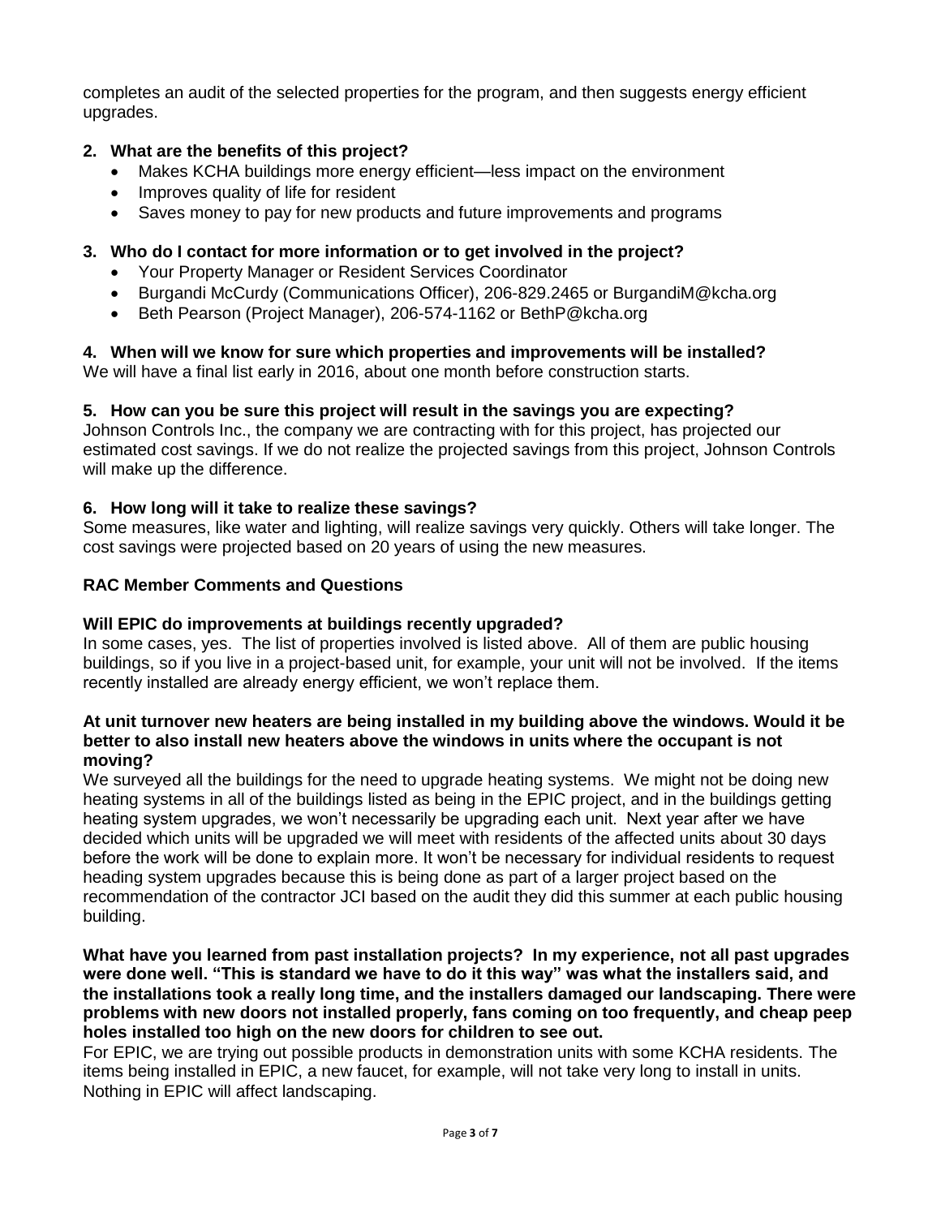completes an audit of the selected properties for the program, and then suggests energy efficient upgrades.

**2. What are the benefits of this project?**

- Makes KCHA buildings more energy efficient—less impact on the environment
- Improves quality of life for resident
- Saves money to pay for new products and future improvements and programs

**3. Who do I contact for more information or to get involved in the project?**

- Your Property Manager or Resident Services Coordinator
- Burgandi McCurdy (Communications Officer), 206-829.2465 or BurgandiM@kcha.org
- Beth Pearson (Project Manager), 206-574-1162 or BethP@kcha.org

**4. When will we know for sure which properties and improvements will be installed?**

We will have a final list early in 2016, about one month before construction starts.

**5. How can you be sure this project will result in the savings you are expecting?**

Johnson Controls Inc., the company we are contracting with for this project, has projected our estimated cost savings. If we do not realize the projected savings from this project, Johnson Controls will make up the difference.

**6. How long will it take to realize these savings?**

Some measures, like water and lighting, will realize savings very quickly. Others will take longer. The cost savings were projected based on 20 years of using the new measures.

**RAC Member Comments and Questions**

**Will EPIC do improvements at buildings recently upgraded?**

In some cases, yes. The list of properties involved is listed above. All of them are public housing buildings, so if you live in a project-based unit, for example, your unit will not be involved. If the items recently installed are already energy efficient, we won't replace them.

**At unit turnover new heaters are being installed in my building above the windows. Would it be better to also install new heaters above the windows in units where the occupant is not moving?**

We surveyed all the buildings for the need to upgrade heating systems. We might not be doing new heating systems in all of the buildings listed as being in the EPIC project, and in the buildings getting heating system upgrades, we won't necessarily be upgrading each unit. Next year after we have decided which units will be upgraded we will meet with residents of the affected units about 30 days before the work will be done to explain more. It won't be necessary for individual residents to request heading system upgrades because this is being done as part of a larger project based on the recommendation of the contractor JCI based on the audit they did this summer at each public housing building.

**What have you learned from past installation projects? In my experience, not all past upgrades were done well. "This is standard we have to do it this way" was what the installers said, and the installations took a really long time, and the installers damaged our landscaping. There were problems with new doors not installed properly, fans coming on too frequently, and cheap peep holes installed too high on the new doors for children to see out.**

For EPIC, we are trying out possible products in demonstration units with some KCHA residents. The items being installed in EPIC, a new faucet, for example, will not take very long to install in units. Nothing in EPIC will affect landscaping.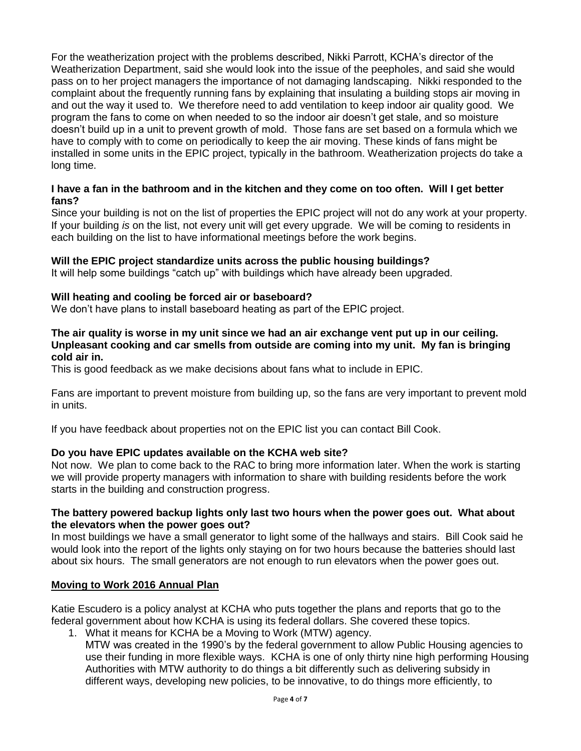For the weatherization project with the problems described, Nikki Parrott, KCHA's director of the Weatherization Department, said she would look into the issue of the peepholes, and said she would pass on to her project managers the importance of not damaging landscaping. Nikki responded to the complaint about the frequently running fans by explaining that insulating a building stops air moving in and out the way it used to. We therefore need to add ventilation to keep indoor air quality good. We program the fans to come on when needed to so the indoor air doesn't get stale, and so moisture doesn't build up in a unit to prevent growth of mold. Those fans are set based on a formula which we have to comply with to come on periodically to keep the air moving. These kinds of fans might be installed in some units in the EPIC project, typically in the bathroom. Weatherization projects do take a long time.

**I have a fan in the bathroom and in the kitchen and they come on too often. Will I get better fans?**

Since your building is not on the list of properties the EPIC project will not do any work at your property. If your building *is* on the list, not every unit will get every upgrade. We will be coming to residents in each building on the list to have informational meetings before the work begins.

**Will the EPIC project standardize units across the public housing buildings?**

It will help some buildings "catch up" with buildings which have already been upgraded.

**Will heating and cooling be forced air or baseboard?**

We don't have plans to install baseboard heating as part of the EPIC project.

**The air quality is worse in my unit since we had an air exchange vent put up in our ceiling. Unpleasant cooking and car smells from outside are coming into my unit. My fan is bringing cold air in.**

This is good feedback as we make decisions about fans what to include in EPIC.

Fans are important to prevent moisture from building up, so the fans are very important to prevent mold in units.

If you have feedback about properties not on the EPIC list you can contact Bill Cook.

**Do you have EPIC updates available on the KCHA web site?**

Not now. We plan to come back to the RAC to bring more information later. When the work is starting we will provide property managers with information to share with building residents before the work starts in the building and construction progress.

**The battery powered backup lights only last two hours when the power goes out. What about the elevators when the power goes out?**

In most buildings we have a small generator to light some of the hallways and stairs. Bill Cook said he would look into the report of the lights only staying on for two hours because the batteries should last about six hours. The small generators are not enough to run elevators when the power goes out.

## **Moving to Work 2016 Annual Plan**

Katie Escudero is a policy analyst at KCHA who puts together the plans and reports that go to the federal government about how KCHA is using its federal dollars. She covered these topics.

1. What it means for KCHA be a Moving to Work (MTW) agency.
   MTW was created in the 1990's by the federal government to allow Public Housing agencies to use their funding in more flexible ways. KCHA is one of only thirty nine high performing Housing Authorities with MTW authority to do things a bit differently such as delivering subsidy in different ways, developing new policies, to be innovative, to do things more efficiently, to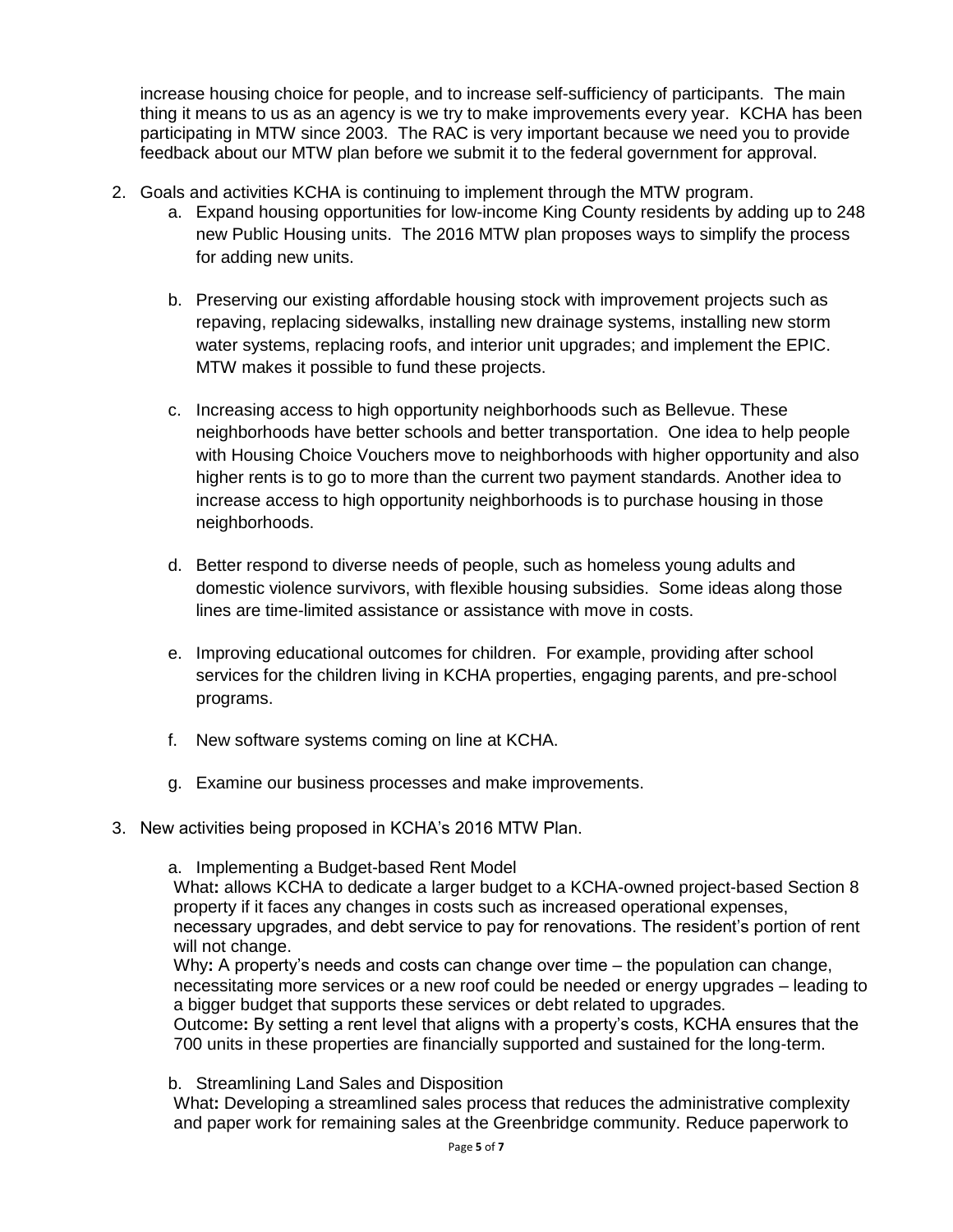increase housing choice for people, and to increase self-sufficiency of participants. The main thing it means to us as an agency is we try to make improvements every year. KCHA has been participating in MTW since 2003. The RAC is very important because we need you to provide feedback about our MTW plan before we submit it to the federal government for approval.

2. Goals and activities KCHA is continuing to implement through the MTW program.
   a. Expand housing opportunities for low-income King County residents by adding up to 248 new Public Housing units. The 2016 MTW plan proposes ways to simplify the process for adding new units.

   b. Preserving our existing affordable housing stock with improvement projects such as repaving, replacing sidewalks, installing new drainage systems, installing new storm water systems, replacing roofs, and interior unit upgrades; and implement the EPIC. MTW makes it possible to fund these projects.

   c. Increasing access to high opportunity neighborhoods such as Bellevue. These neighborhoods have better schools and better transportation. One idea to help people with Housing Choice Vouchers move to neighborhoods with higher opportunity and also higher rents is to go to more than the current two payment standards. Another idea to increase access to high opportunity neighborhoods is to purchase housing in those neighborhoods.

   d. Better respond to diverse needs of people, such as homeless young adults and domestic violence survivors, with flexible housing subsidies. Some ideas along those lines are time-limited assistance or assistance with move in costs.

   e. Improving educational outcomes for children. For example, providing after school services for the children living in KCHA properties, engaging parents, and pre-school programs.

   f. New software systems coming on line at KCHA.

   g. Examine our business processes and make improvements.

3. New activities being proposed in KCHA's 2016 MTW Plan.

   a. Implementing a Budget-based Rent Model
   What**:** allows KCHA to dedicate a larger budget to a KCHA-owned project-based Section 8 property if it faces any changes in costs such as increased operational expenses, necessary upgrades, and debt service to pay for renovations. The resident's portion of rent will not change.
   Why**:** A property's needs and costs can change over time – the population can change, necessitating more services or a new roof could be needed or energy upgrades – leading to a bigger budget that supports these services or debt related to upgrades.
   Outcome**:** By setting a rent level that aligns with a property's costs, KCHA ensures that the 700 units in these properties are financially supported and sustained for the long-term.

   b. Streamlining Land Sales and Disposition
   What**:** Developing a streamlined sales process that reduces the administrative complexity and paper work for remaining sales at the Greenbridge community. Reduce paperwork to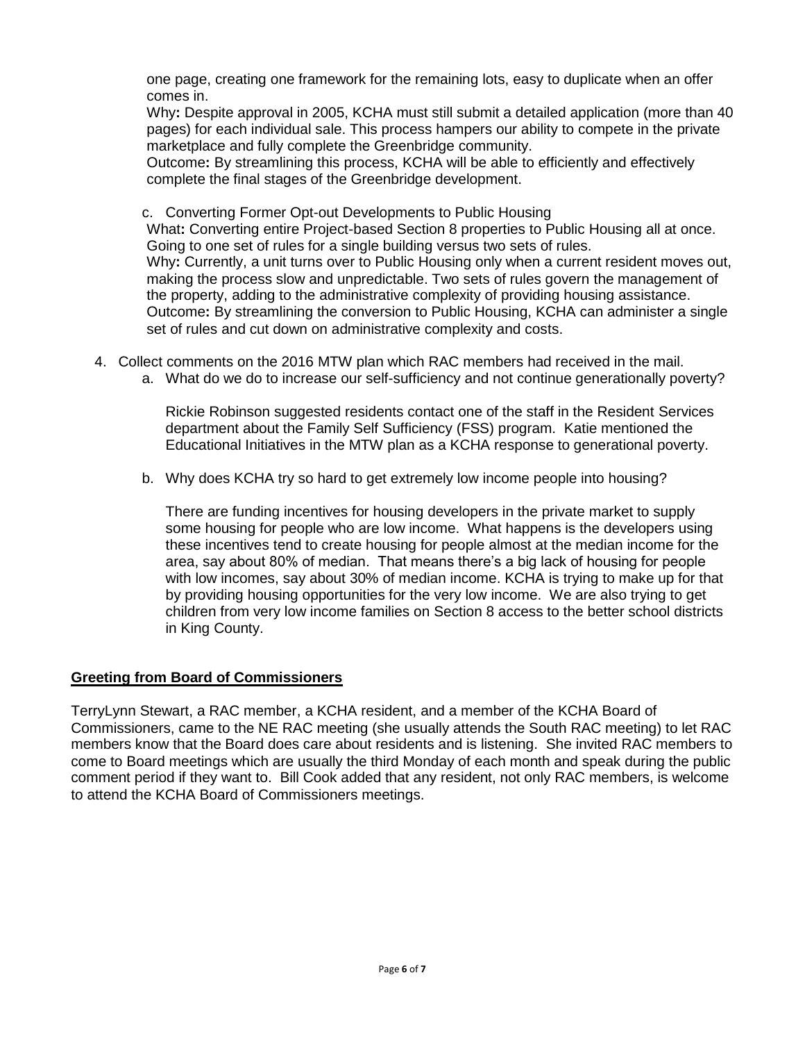one page, creating one framework for the remaining lots, easy to duplicate when an offer comes in.
Why**:** Despite approval in 2005, KCHA must still submit a detailed application (more than 40 pages) for each individual sale. This process hampers our ability to compete in the private marketplace and fully complete the Greenbridge community.
Outcome**:** By streamlining this process, KCHA will be able to efficiently and effectively complete the final stages of the Greenbridge development.

c. Converting Former Opt-out Developments to Public Housing
What**:** Converting entire Project-based Section 8 properties to Public Housing all at once. Going to one set of rules for a single building versus two sets of rules.
Why**:** Currently, a unit turns over to Public Housing only when a current resident moves out, making the process slow and unpredictable. Two sets of rules govern the management of the property, adding to the administrative complexity of providing housing assistance.
Outcome**:** By streamlining the conversion to Public Housing, KCHA can administer a single set of rules and cut down on administrative complexity and costs.

4. Collect comments on the 2016 MTW plan which RAC members had received in the mail.
   a. What do we do to increase our self-sufficiency and not continue generationally poverty?

      Rickie Robinson suggested residents contact one of the staff in the Resident Services department about the Family Self Sufficiency (FSS) program. Katie mentioned the Educational Initiatives in the MTW plan as a KCHA response to generational poverty.

   b. Why does KCHA try so hard to get extremely low income people into housing?

      There are funding incentives for housing developers in the private market to supply some housing for people who are low income. What happens is the developers using these incentives tend to create housing for people almost at the median income for the area, say about 80% of median. That means there's a big lack of housing for people with low incomes, say about 30% of median income. KCHA is trying to make up for that by providing housing opportunities for the very low income. We are also trying to get children from very low income families on Section 8 access to the better school districts in King County.

**Greeting from Board of Commissioners**

TerryLynn Stewart, a RAC member, a KCHA resident, and a member of the KCHA Board of Commissioners, came to the NE RAC meeting (she usually attends the South RAC meeting) to let RAC members know that the Board does care about residents and is listening. She invited RAC members to come to Board meetings which are usually the third Monday of each month and speak during the public comment period if they want to. Bill Cook added that any resident, not only RAC members, is welcome to attend the KCHA Board of Commissioners meetings.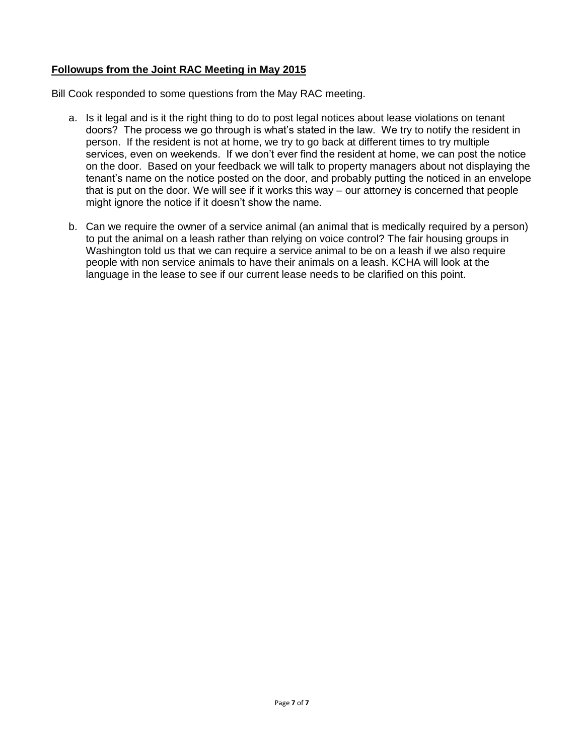## **Followups from the Joint RAC Meeting in May 2015**

Bill Cook responded to some questions from the May RAC meeting.

a. Is it legal and is it the right thing to do to post legal notices about lease violations on tenant doors? The process we go through is what's stated in the law. We try to notify the resident in person. If the resident is not at home, we try to go back at different times to try multiple services, even on weekends. If we don't ever find the resident at home, we can post the notice on the door. Based on your feedback we will talk to property managers about not displaying the tenant's name on the notice posted on the door, and probably putting the noticed in an envelope that is put on the door. We will see if it works this way – our attorney is concerned that people might ignore the notice if it doesn't show the name.

b. Can we require the owner of a service animal (an animal that is medically required by a person) to put the animal on a leash rather than relying on voice control? The fair housing groups in Washington told us that we can require a service animal to be on a leash if we also require people with non service animals to have their animals on a leash. KCHA will look at the language in the lease to see if our current lease needs to be clarified on this point.